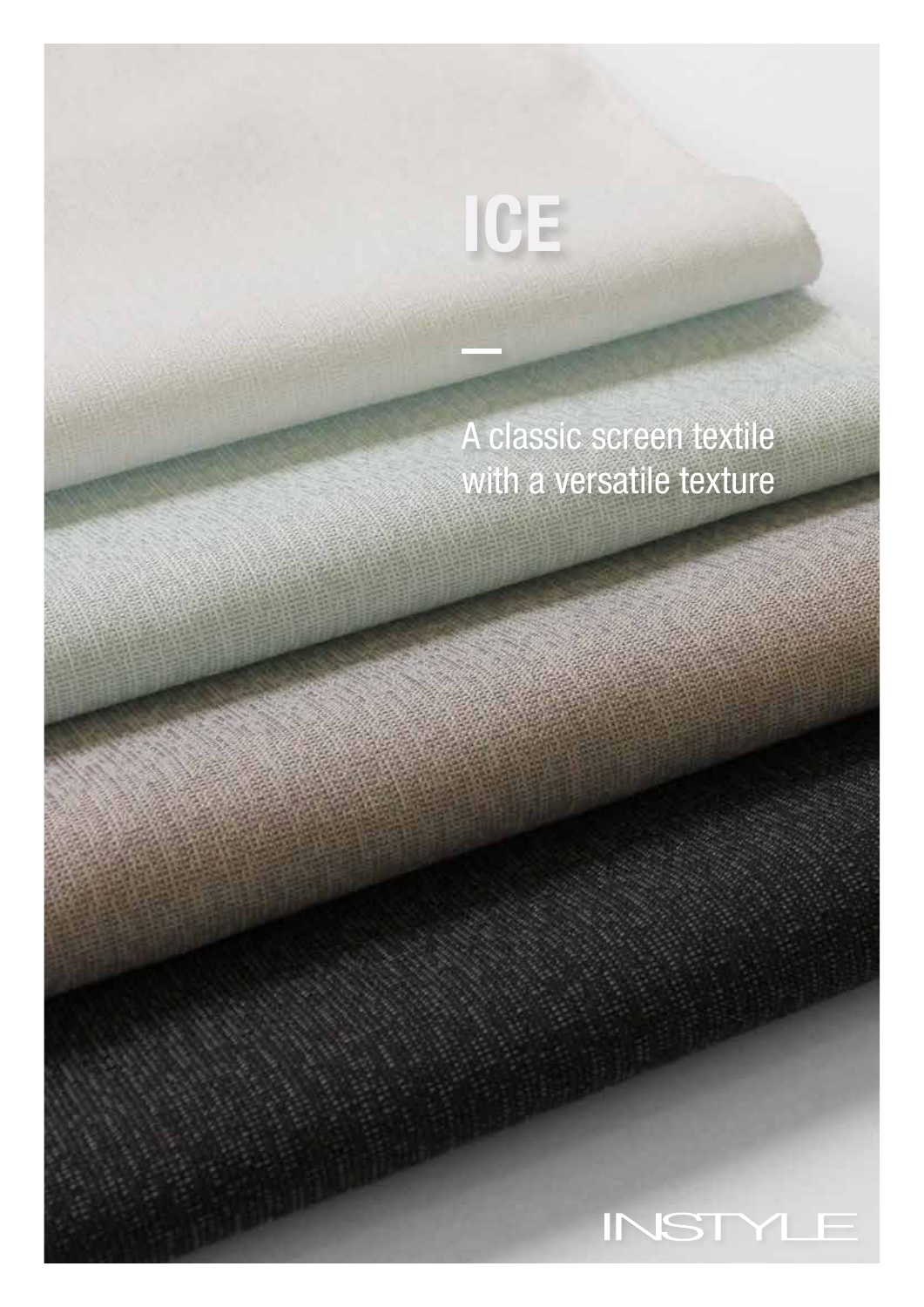# ICE

A classic screen textile
with a versatile texture

INSTYLE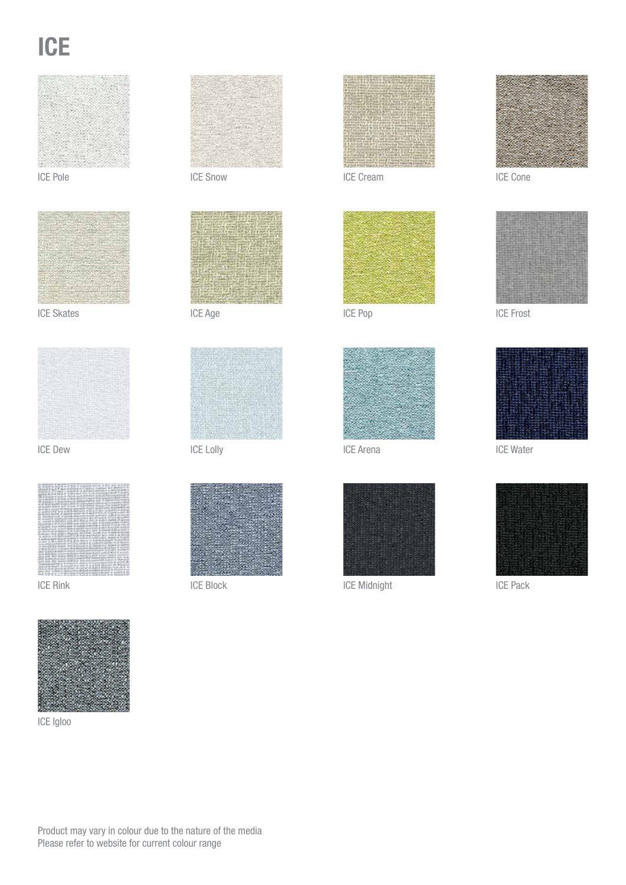# ICE

ICE Pole

ICE Snow

ICE Cream

ICE Cone

ICE Skates

ICE Age

ICE Pop

ICE Frost

ICE Dew

ICE Lolly

ICE Arena

ICE Water

ICE Rink

ICE Block

ICE Midnight

ICE Pack

ICE Igloo

Product may vary in colour due to the nature of the media
Please refer to website for current colour range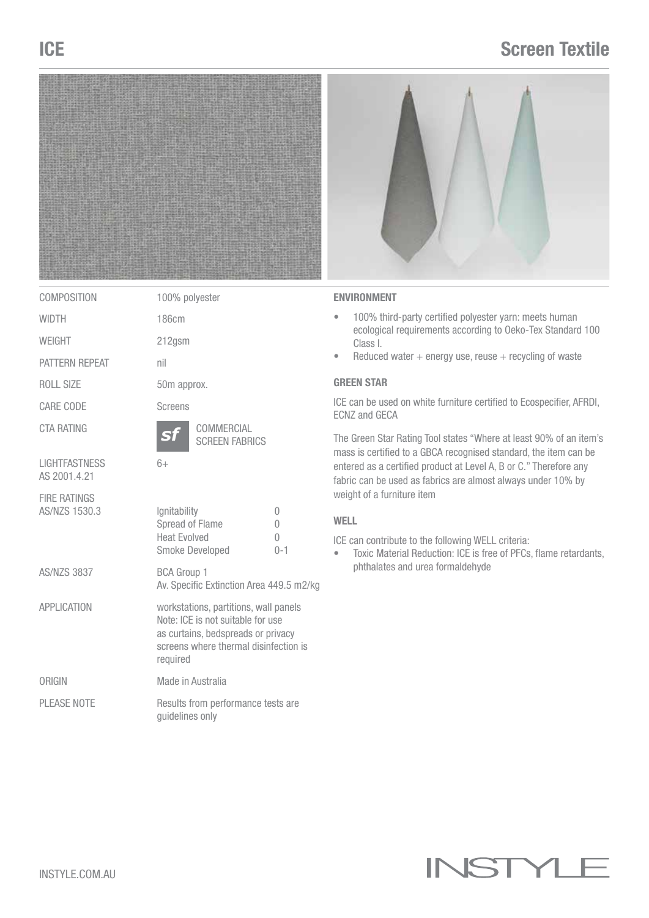# ICE

## Screen Textile

| | |
|---|---|
| COMPOSITION | 100% polyester |
| WIDTH | 186cm |
| WEIGHT | 212gsm |
| PATTERN REPEAT | nil |
| ROLL SIZE | 50m approx. |
| CARE CODE | Screens |
| CTA RATING | sf COMMERCIAL SCREEN FABRICS |
| LIGHTFASTNESS AS 2001.4.21 | 6+ |
| FIRE RATINGS AS/NZS 1530.3 | Ignitability 0<br>Spread of Flame 0<br>Heat Evolved 0<br>Smoke Developed 0-1 |
| AS/NZS 3837 | BCA Group 1<br>Av. Specific Extinction Area 449.5 m2/kg |
| APPLICATION | workstations, partitions, wall panels<br>Note: ICE is not suitable for use as curtains, bedspreads or privacy screens where thermal disinfection is required |
| ORIGIN | Made in Australia |
| PLEASE NOTE | Results from performance tests are guidelines only |

### ENVIRONMENT

- 100% third-party certified polyester yarn: meets human ecological requirements according to Oeko-Tex Standard 100 Class I.
- Reduced water + energy use, reuse + recycling of waste

### GREEN STAR

ICE can be used on white furniture certified to Ecospecifier, AFRDI, ECNZ and GECA

The Green Star Rating Tool states "Where at least 90% of an item's mass is certified to a GBCA recognised standard, the item can be entered as a certified product at Level A, B or C." Therefore any fabric can be used as fabrics are almost always under 10% by weight of a furniture item

### WELL

ICE can contribute to the following WELL criteria:

- Toxic Material Reduction: ICE is free of PFCs, flame retardants, phthalates and urea formaldehyde

INSTYLE.COM.AU

INSTYLE